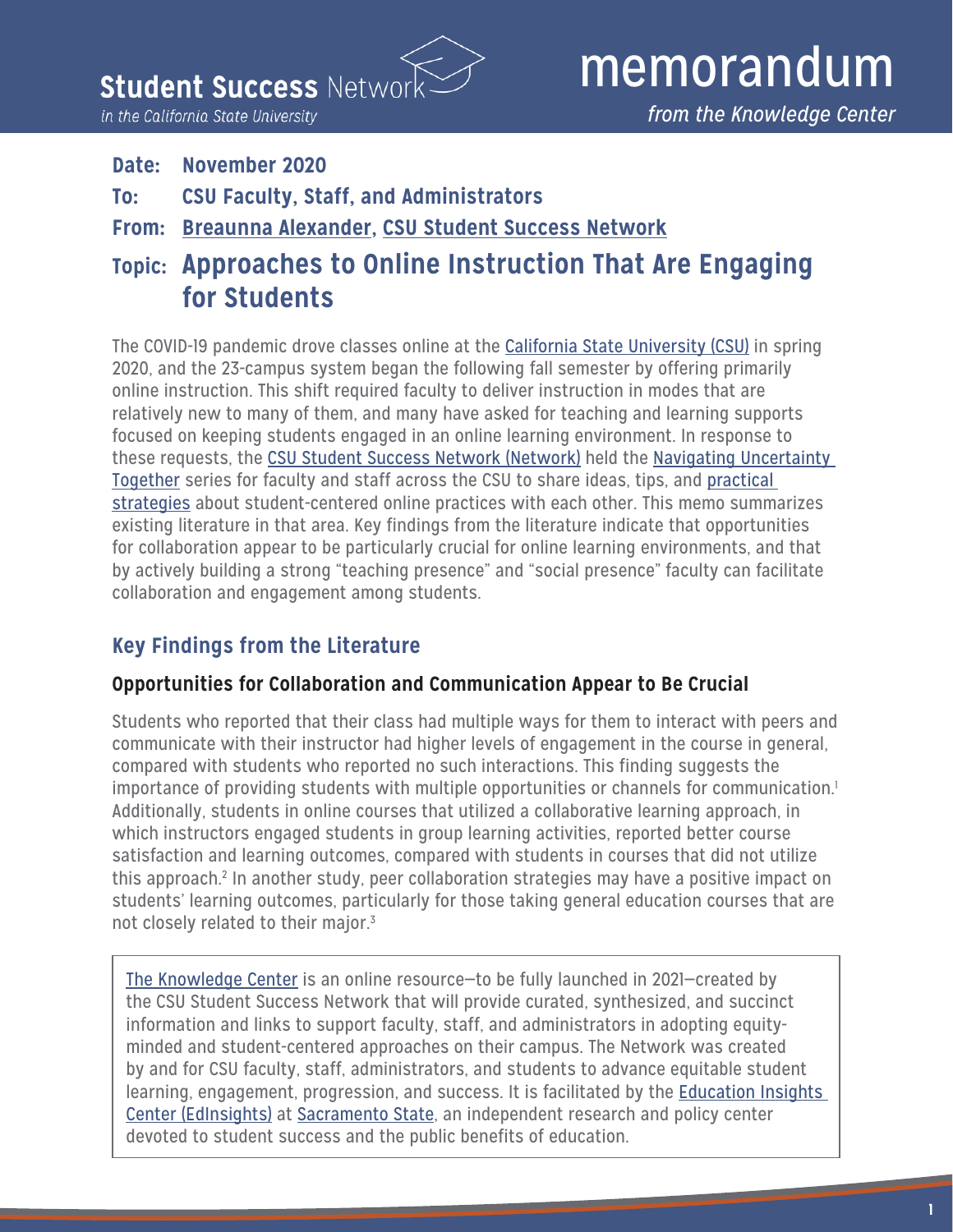**Student Success Network**
*in the California State University*

# memorandum

*from the Knowledge Center*

**Date:** **November 2020**

**To:** **CSU Faculty, Staff, and Administrators**

**From:** **Breaunna Alexander, CSU Student Success Network**

## Topic: Approaches to Online Instruction That Are Engaging for Students

The COVID-19 pandemic drove classes online at the California State University (CSU) in spring 2020, and the 23-campus system began the following fall semester by offering primarily online instruction. This shift required faculty to deliver instruction in modes that are relatively new to many of them, and many have asked for teaching and learning supports focused on keeping students engaged in an online learning environment. In response to these requests, the CSU Student Success Network (Network) held the Navigating Uncertainty Together series for faculty and staff across the CSU to share ideas, tips, and practical strategies about student-centered online practices with each other. This memo summarizes existing literature in that area. Key findings from the literature indicate that opportunities for collaboration appear to be particularly crucial for online learning environments, and that by actively building a strong "teaching presence" and "social presence" faculty can facilitate collaboration and engagement among students.

## Key Findings from the Literature

### Opportunities for Collaboration and Communication Appear to Be Crucial

Students who reported that their class had multiple ways for them to interact with peers and communicate with their instructor had higher levels of engagement in the course in general, compared with students who reported no such interactions. This finding suggests the importance of providing students with multiple opportunities or channels for communication.[1] Additionally, students in online courses that utilized a collaborative learning approach, in which instructors engaged students in group learning activities, reported better course satisfaction and learning outcomes, compared with students in courses that did not utilize this approach.[2] In another study, peer collaboration strategies may have a positive impact on students' learning outcomes, particularly for those taking general education courses that are not closely related to their major.[3]

> The Knowledge Center is an online resource—to be fully launched in 2021—created by the CSU Student Success Network that will provide curated, synthesized, and succinct information and links to support faculty, staff, and administrators in adopting equity-minded and student-centered approaches on their campus. The Network was created by and for CSU faculty, staff, administrators, and students to advance equitable student learning, engagement, progression, and success. It is facilitated by the Education Insights Center (EdInsights) at Sacramento State, an independent research and policy center devoted to student success and the public benefits of education.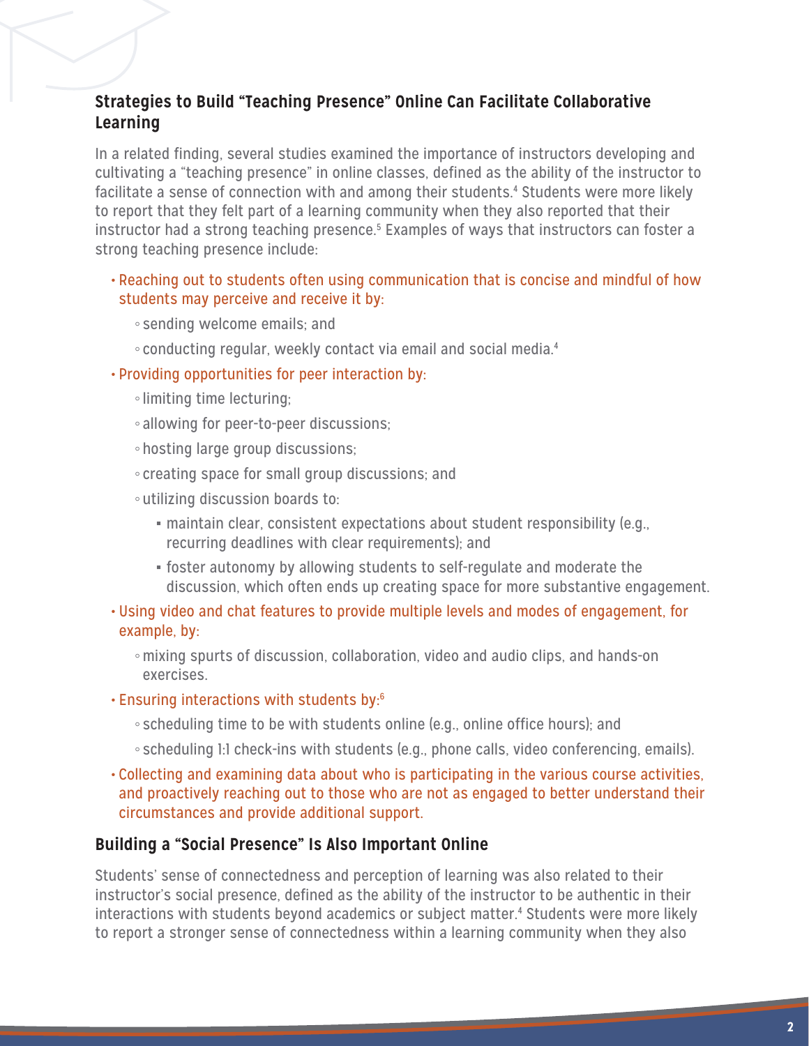## Strategies to Build "Teaching Presence" Online Can Facilitate Collaborative Learning

In a related finding, several studies examined the importance of instructors developing and cultivating a "teaching presence" in online classes, defined as the ability of the instructor to facilitate a sense of connection with and among their students.[4] Students were more likely to report that they felt part of a learning community when they also reported that their instructor had a strong teaching presence.[5] Examples of ways that instructors can foster a strong teaching presence include:

- Reaching out to students often using communication that is concise and mindful of how students may perceive and receive it by:
  - sending welcome emails; and
  - conducting regular, weekly contact via email and social media.[4]
- Providing opportunities for peer interaction by:
  - limiting time lecturing;
  - allowing for peer-to-peer discussions;
  - hosting large group discussions;
  - creating space for small group discussions; and
  - utilizing discussion boards to:
    - maintain clear, consistent expectations about student responsibility (e.g., recurring deadlines with clear requirements); and
    - foster autonomy by allowing students to self-regulate and moderate the discussion, which often ends up creating space for more substantive engagement.
- Using video and chat features to provide multiple levels and modes of engagement, for example, by:
  - mixing spurts of discussion, collaboration, video and audio clips, and hands-on exercises.
- Ensuring interactions with students by:[6]
  - scheduling time to be with students online (e.g., online office hours); and
  - scheduling 1:1 check-ins with students (e.g., phone calls, video conferencing, emails).
- Collecting and examining data about who is participating in the various course activities, and proactively reaching out to those who are not as engaged to better understand their circumstances and provide additional support.

## Building a "Social Presence" Is Also Important Online

Students' sense of connectedness and perception of learning was also related to their instructor's social presence, defined as the ability of the instructor to be authentic in their interactions with students beyond academics or subject matter.[4] Students were more likely to report a stronger sense of connectedness within a learning community when they also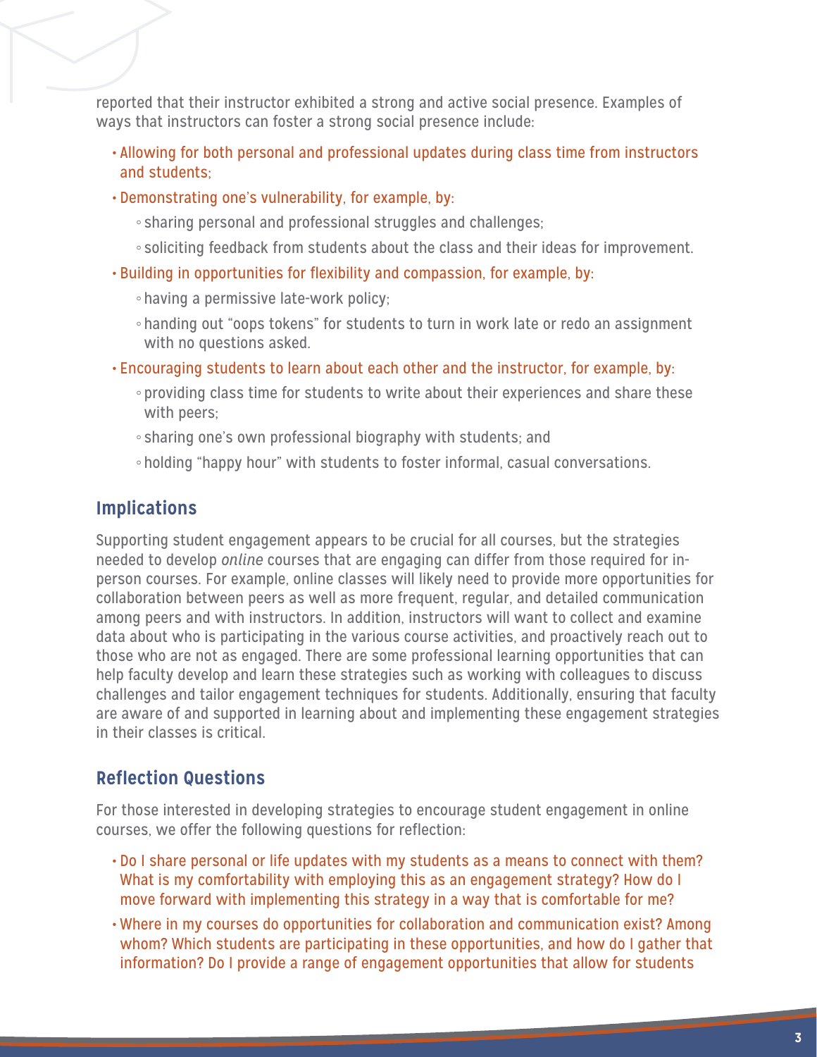reported that their instructor exhibited a strong and active social presence. Examples of ways that instructors can foster a strong social presence include:

- Allowing for both personal and professional updates during class time from instructors and students;
- Demonstrating one's vulnerability, for example, by:
  - sharing personal and professional struggles and challenges;
  - soliciting feedback from students about the class and their ideas for improvement.
- Building in opportunities for flexibility and compassion, for example, by:
  - having a permissive late-work policy;
  - handing out "oops tokens" for students to turn in work late or redo an assignment with no questions asked.
- Encouraging students to learn about each other and the instructor, for example, by:
  - providing class time for students to write about their experiences and share these with peers;
  - sharing one's own professional biography with students; and
  - holding "happy hour" with students to foster informal, casual conversations.

## Implications

Supporting student engagement appears to be crucial for all courses, but the strategies needed to develop *online* courses that are engaging can differ from those required for in-person courses. For example, online classes will likely need to provide more opportunities for collaboration between peers as well as more frequent, regular, and detailed communication among peers and with instructors. In addition, instructors will want to collect and examine data about who is participating in the various course activities, and proactively reach out to those who are not as engaged. There are some professional learning opportunities that can help faculty develop and learn these strategies such as working with colleagues to discuss challenges and tailor engagement techniques for students. Additionally, ensuring that faculty are aware of and supported in learning about and implementing these engagement strategies in their classes is critical.

## Reflection Questions

For those interested in developing strategies to encourage student engagement in online courses, we offer the following questions for reflection:

- Do I share personal or life updates with my students as a means to connect with them? What is my comfortability with employing this as an engagement strategy? How do I move forward with implementing this strategy in a way that is comfortable for me?
- Where in my courses do opportunities for collaboration and communication exist? Among whom? Which students are participating in these opportunities, and how do I gather that information? Do I provide a range of engagement opportunities that allow for students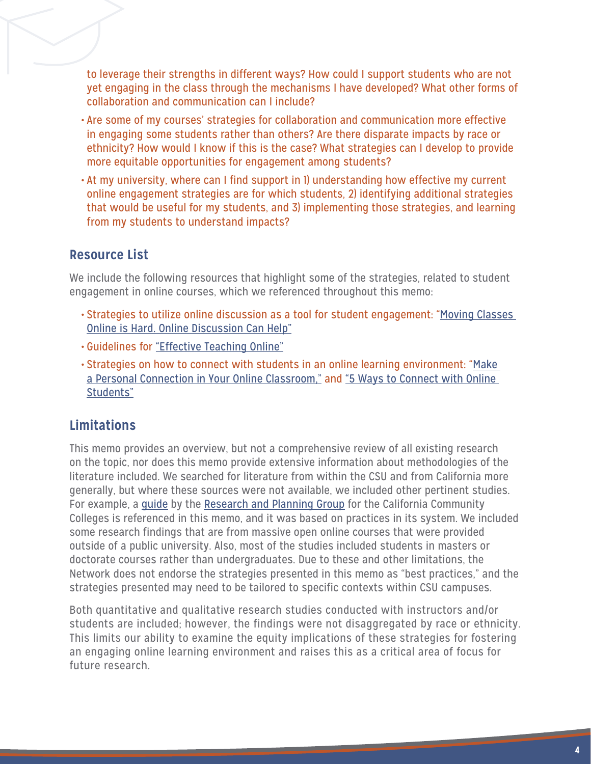to leverage their strengths in different ways? How could I support students who are not yet engaging in the class through the mechanisms I have developed? What other forms of collaboration and communication can I include?

- Are some of my courses' strategies for collaboration and communication more effective in engaging some students rather than others? Are there disparate impacts by race or ethnicity? How would I know if this is the case? What strategies can I develop to provide more equitable opportunities for engagement among students?
- At my university, where can I find support in 1) understanding how effective my current online engagement strategies are for which students, 2) identifying additional strategies that would be useful for my students, and 3) implementing those strategies, and learning from my students to understand impacts?

## Resource List

We include the following resources that highlight some of the strategies, related to student engagement in online courses, which we referenced throughout this memo:

- Strategies to utilize online discussion as a tool for student engagement: "Moving Classes Online is Hard. Online Discussion Can Help"
- Guidelines for "Effective Teaching Online"
- Strategies on how to connect with students in an online learning environment: "Make a Personal Connection in Your Online Classroom," and "5 Ways to Connect with Online Students"

## Limitations

This memo provides an overview, but not a comprehensive review of all existing research on the topic, nor does this memo provide extensive information about methodologies of the literature included. We searched for literature from within the CSU and from California more generally, but where these sources were not available, we included other pertinent studies. For example, a guide by the Research and Planning Group for the California Community Colleges is referenced in this memo, and it was based on practices in its system. We included some research findings that are from massive open online courses that were provided outside of a public university. Also, most of the studies included students in masters or doctorate courses rather than undergraduates. Due to these and other limitations, the Network does not endorse the strategies presented in this memo as "best practices," and the strategies presented may need to be tailored to specific contexts within CSU campuses.

Both quantitative and qualitative research studies conducted with instructors and/or students are included; however, the findings were not disaggregated by race or ethnicity. This limits our ability to examine the equity implications of these strategies for fostering an engaging online learning environment and raises this as a critical area of focus for future research.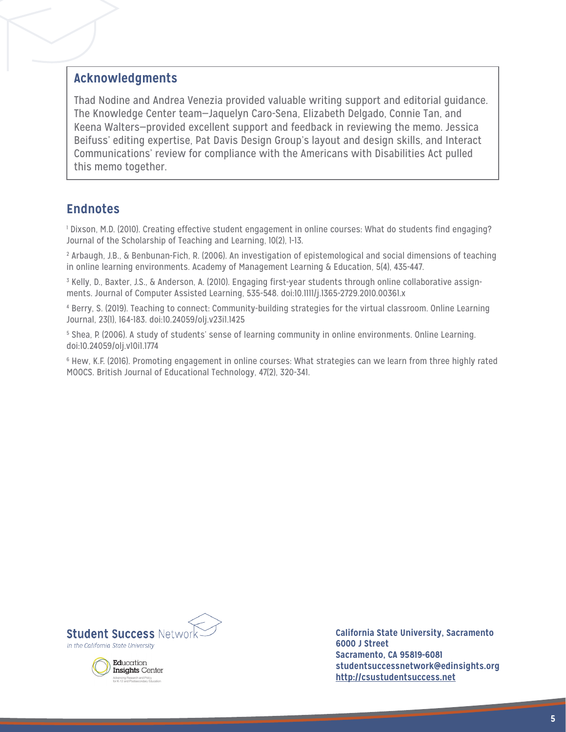## Acknowledgments

Thad Nodine and Andrea Venezia provided valuable writing support and editorial guidance. The Knowledge Center team—Jaquelyn Caro-Sena, Elizabeth Delgado, Connie Tan, and Keena Walters—provided excellent support and feedback in reviewing the memo. Jessica Beifuss' editing expertise, Pat Davis Design Group's layout and design skills, and Interact Communications' review for compliance with the Americans with Disabilities Act pulled this memo together.

## Endnotes

[1] Dixson, M.D. (2010). Creating effective student engagement in online courses: What do students find engaging? Journal of the Scholarship of Teaching and Learning, 10(2), 1-13.

[2] Arbaugh, J.B., & Benbunan-Fich, R. (2006). An investigation of epistemological and social dimensions of teaching in online learning environments. Academy of Management Learning & Education, 5(4), 435-447.

[3] Kelly, D., Baxter, J.S., & Anderson, A. (2010). Engaging first-year students through online collaborative assignments. Journal of Computer Assisted Learning, 535-548. doi:10.1111/j.1365-2729.2010.00361.x

[4] Berry, S. (2019). Teaching to connect: Community-building strategies for the virtual classroom. Online Learning Journal, 23(1), 164-183. doi:10.24059/olj.v23i1.1425

[5] Shea, P. (2006). A study of students' sense of learning community in online environments. Online Learning. doi:10.24059/olj.v10i1.1774

[6] Hew, K.F. (2016). Promoting engagement in online courses: What strategies can we learn from three highly rated MOOCS. British Journal of Educational Technology, 47(2), 320-341.

**Student Success** Network
*in the California State University*

**Ed**ucation **Insights** Center
Advancing Research and Policy for K-12 and Postsecondary Education

**California State University, Sacramento**
**6000 J Street**
**Sacramento, CA 95819-6081**
**studentsuccessnetwork@edinsights.org**
**http://csustudentsuccess.net**